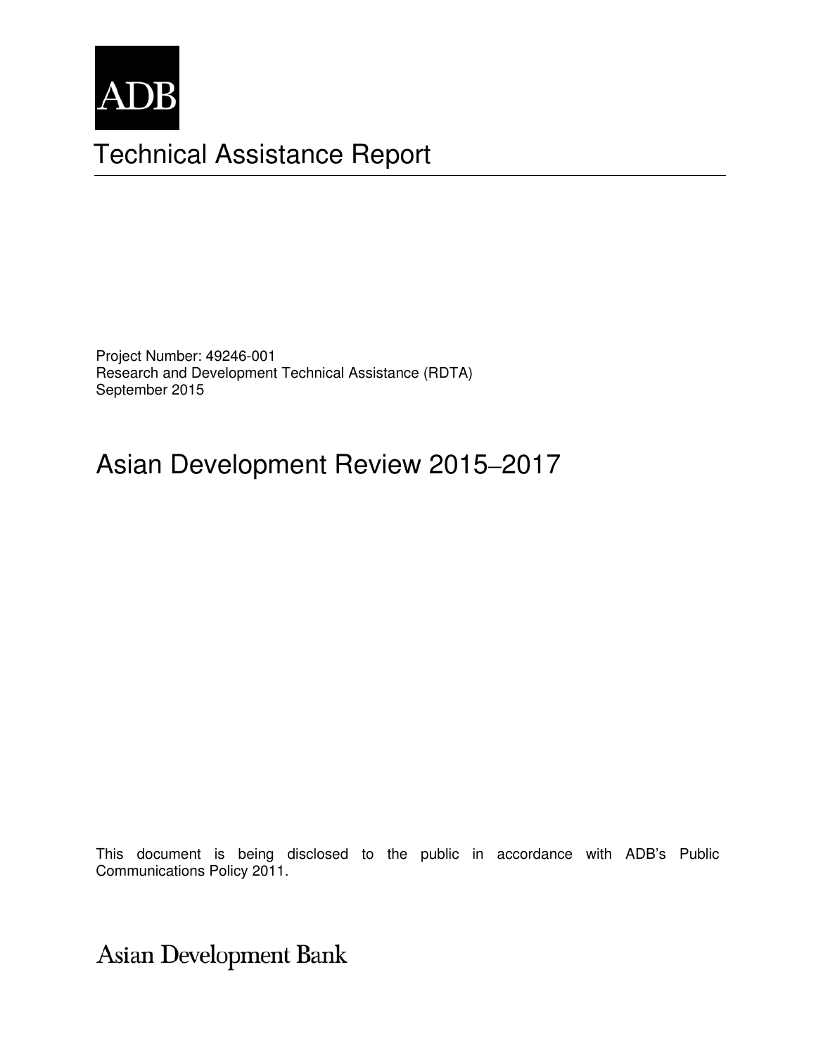ADB

# Technical Assistance Report

Project Number: 49246-001
Research and Development Technical Assistance (RDTA)
September 2015

## Asian Development Review 2015–2017

This document is being disclosed to the public in accordance with ADB's Public Communications Policy 2011.

Asian Development Bank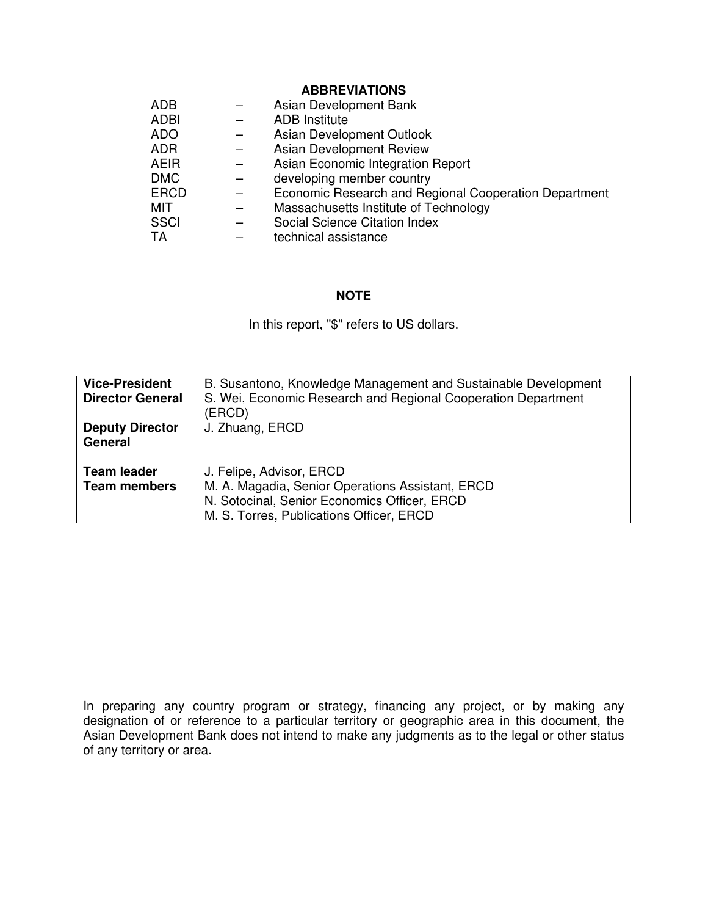## ABBREVIATIONS

| | | |
|---|---|---|
| ADB | – | Asian Development Bank |
| ADBI | – | ADB Institute |
| ADO | – | Asian Development Outlook |
| ADR | – | Asian Development Review |
| AEIR | – | Asian Economic Integration Report |
| DMC | – | developing member country |
| ERCD | – | Economic Research and Regional Cooperation Department |
| MIT | – | Massachusetts Institute of Technology |
| SSCI | – | Social Science Citation Index |
| TA | – | technical assistance |

## NOTE

In this report, "$" refers to US dollars.

| | |
|---|---|
| **Vice-President** | B. Susantono, Knowledge Management and Sustainable Development |
| **Director General** | S. Wei, Economic Research and Regional Cooperation Department (ERCD) |
| **Deputy Director General** | J. Zhuang, ERCD |
| **Team leader** | J. Felipe, Advisor, ERCD |
| **Team members** | M. A. Magadia, Senior Operations Assistant, ERCD |
| | N. Sotocinal, Senior Economics Officer, ERCD |
| | M. S. Torres, Publications Officer, ERCD |

In preparing any country program or strategy, financing any project, or by making any designation of or reference to a particular territory or geographic area in this document, the Asian Development Bank does not intend to make any judgments as to the legal or other status of any territory or area.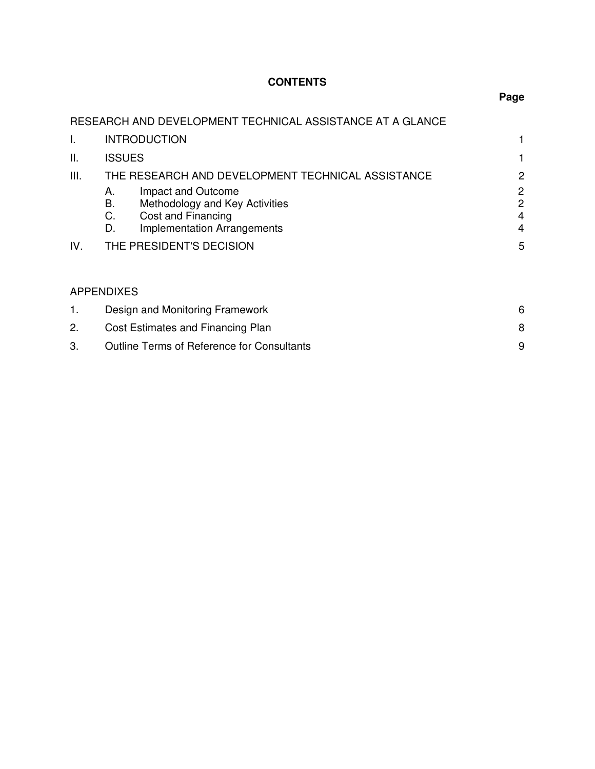# CONTENTS

| | | Page |
|---|---|---|
| RESEARCH AND DEVELOPMENT TECHNICAL ASSISTANCE AT A GLANCE | | |
| I. | INTRODUCTION | 1 |
| II. | ISSUES | 1 |
| III. | THE RESEARCH AND DEVELOPMENT TECHNICAL ASSISTANCE | 2 |
| | A. Impact and Outcome | 2 |
| | B. Methodology and Key Activities | 2 |
| | C. Cost and Financing | 4 |
| | D. Implementation Arrangements | 4 |
| IV. | THE PRESIDENT'S DECISION | 5 |

| APPENDIXES | | |
|---|---|---|
| 1. | Design and Monitoring Framework | 6 |
| 2. | Cost Estimates and Financing Plan | 8 |
| 3. | Outline Terms of Reference for Consultants | 9 |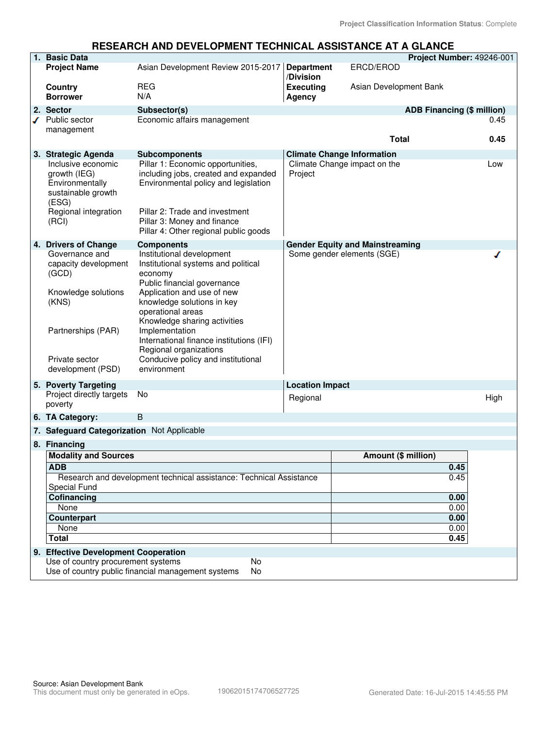Project Classification Information Status: Complete

# RESEARCH AND DEVELOPMENT TECHNICAL ASSISTANCE AT A GLANCE

| 1. Basic Data | | | Project Number: 49246-001 |
|---|---|---|---|
| Project Name | Asian Development Review 2015-2017 | Department /Division | ERCD/EROD |
| Country | REG | Executing Agency | Asian Development Bank |
| Borrower | N/A | | |

| 2. Sector | Subsector(s) | ADB Financing ($ million) |
|---|---|---|
| ✓ Public sector management | Economic affairs management | 0.45 |
| | Total | 0.45 |

| 3. Strategic Agenda | Subcomponents | Climate Change Information | |
|---|---|---|---|
| Inclusive economic growth (IEG) | Pillar 1: Economic opportunities, including jobs, created and expanded | Climate Change impact on the Project | Low |
| Environmentally sustainable growth (ESG) | Environmental policy and legislation | | |
| Regional integration (RCI) | Pillar 2: Trade and investment<br>Pillar 3: Money and finance<br>Pillar 4: Other regional public goods | | |

| 4. Drivers of Change | Components | Gender Equity and Mainstreaming | |
|---|---|---|---|
| Governance and capacity development (GCD) | Institutional development<br>Institutional systems and political economy<br>Public financial governance | Some gender elements (SGE) | ✓ |
| Knowledge solutions (KNS) | Application and use of new knowledge solutions in key operational areas<br>Knowledge sharing activities | | |
| Partnerships (PAR) | Implementation<br>International finance institutions (IFI)<br>Regional organizations | | |
| Private sector development (PSD) | Conducive policy and institutional environment | | |

| 5. Poverty Targeting | | Location Impact | |
|---|---|---|---|
| Project directly targets poverty | No | Regional | High |

**6. TA Category:** B

**7. Safeguard Categorization** Not Applicable

**8. Financing**

| Modality and Sources | Amount ($ million) |
|---|---|
| **ADB** | **0.45** |
| Research and development technical assistance: Technical Assistance Special Fund | 0.45 |
| **Cofinancing** | **0.00** |
| None | 0.00 |
| **Counterpart** | **0.00** |
| None | 0.00 |
| **Total** | **0.45** |

**9. Effective Development Cooperation**

| | |
|---|---|
| Use of country procurement systems | No |
| Use of country public financial management systems | No |

Source: Asian Development Bank
This document must only be generated in eOps. 19062015174706527725 Generated Date: 16-Jul-2015 14:45:55 PM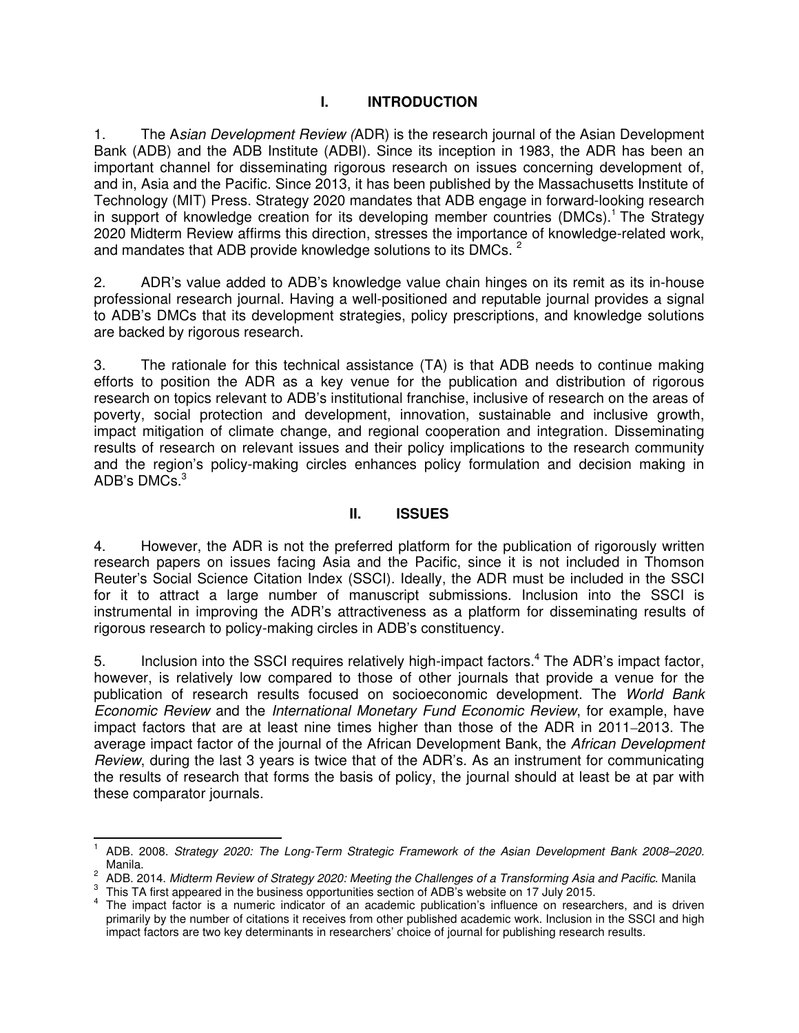# I. INTRODUCTION

1. The A*sian Development Review (*ADR) is the research journal of the Asian Development Bank (ADB) and the ADB Institute (ADBI). Since its inception in 1983, the ADR has been an important channel for disseminating rigorous research on issues concerning development of, and in, Asia and the Pacific. Since 2013, it has been published by the Massachusetts Institute of Technology (MIT) Press. Strategy 2020 mandates that ADB engage in forward-looking research in support of knowledge creation for its developing member countries (DMCs).[1] The Strategy 2020 Midterm Review affirms this direction, stresses the importance of knowledge-related work, and mandates that ADB provide knowledge solutions to its DMCs. [2]

2. ADR's value added to ADB's knowledge value chain hinges on its remit as its in-house professional research journal. Having a well-positioned and reputable journal provides a signal to ADB's DMCs that its development strategies, policy prescriptions, and knowledge solutions are backed by rigorous research.

3. The rationale for this technical assistance (TA) is that ADB needs to continue making efforts to position the ADR as a key venue for the publication and distribution of rigorous research on topics relevant to ADB's institutional franchise, inclusive of research on the areas of poverty, social protection and development, innovation, sustainable and inclusive growth, impact mitigation of climate change, and regional cooperation and integration. Disseminating results of research on relevant issues and their policy implications to the research community and the region's policy-making circles enhances policy formulation and decision making in ADB's DMCs.[3]

# II. ISSUES

4. However, the ADR is not the preferred platform for the publication of rigorously written research papers on issues facing Asia and the Pacific, since it is not included in Thomson Reuter's Social Science Citation Index (SSCI). Ideally, the ADR must be included in the SSCI for it to attract a large number of manuscript submissions. Inclusion into the SSCI is instrumental in improving the ADR's attractiveness as a platform for disseminating results of rigorous research to policy-making circles in ADB's constituency.

5. Inclusion into the SSCI requires relatively high-impact factors.[4] The ADR's impact factor, however, is relatively low compared to those of other journals that provide a venue for the publication of research results focused on socioeconomic development. The *World Bank Economic Review* and the *International Monetary Fund Economic Review*, for example, have impact factors that are at least nine times higher than those of the ADR in 2011–2013. The average impact factor of the journal of the African Development Bank, the *African Development Review*, during the last 3 years is twice that of the ADR's. As an instrument for communicating the results of research that forms the basis of policy, the journal should at least be at par with these comparator journals.

---

[1] ADB. 2008. *Strategy 2020: The Long-Term Strategic Framework of the Asian Development Bank 2008–2020*. Manila.

[2] ADB. 2014. *Midterm Review of Strategy 2020: Meeting the Challenges of a Transforming Asia and Pacific*. Manila

[3] This TA first appeared in the business opportunities section of ADB's website on 17 July 2015.

[4] The impact factor is a numeric indicator of an academic publication's influence on researchers, and is driven primarily by the number of citations it receives from other published academic work. Inclusion in the SSCI and high impact factors are two key determinants in researchers' choice of journal for publishing research results.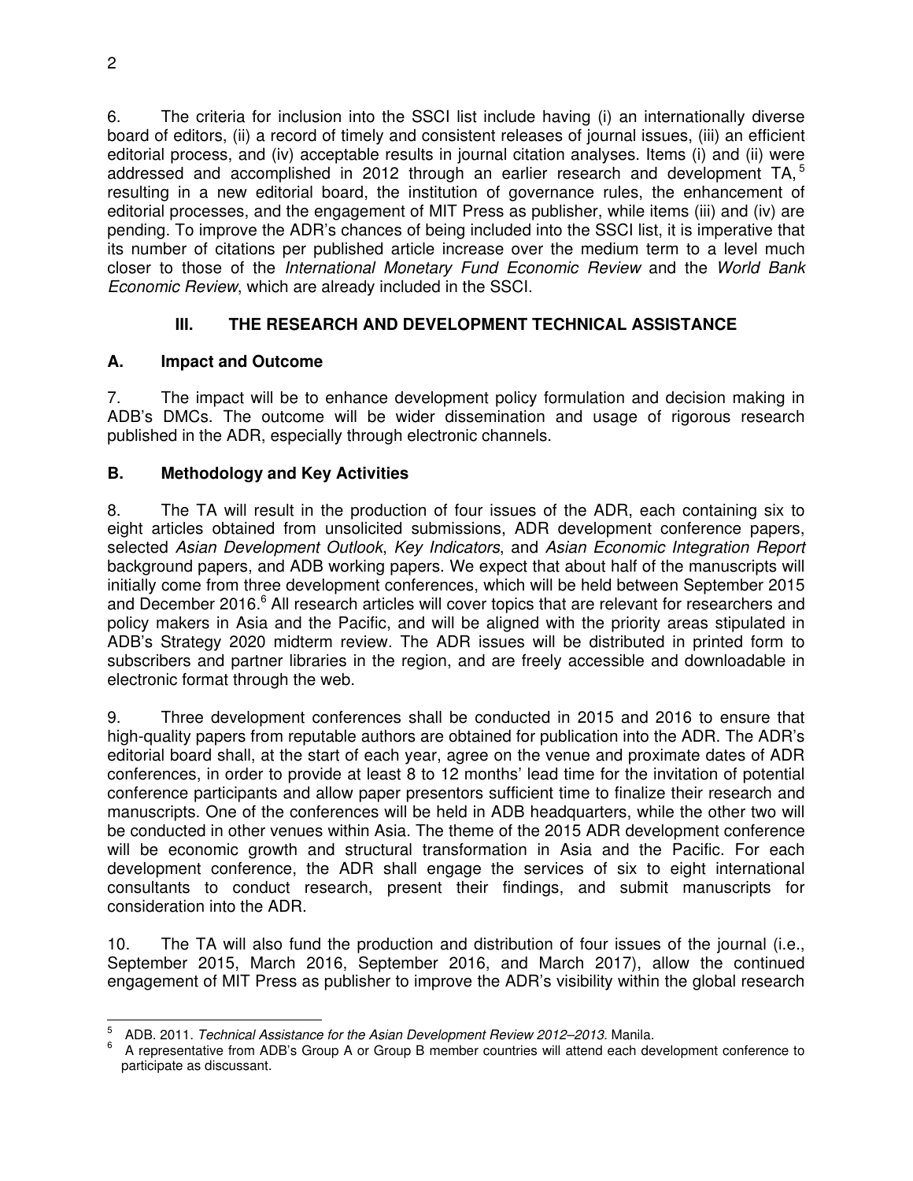6. The criteria for inclusion into the SSCI list include having (i) an internationally diverse board of editors, (ii) a record of timely and consistent releases of journal issues, (iii) an efficient editorial process, and (iv) acceptable results in journal citation analyses. Items (i) and (ii) were addressed and accomplished in 2012 through an earlier research and development TA,[5] resulting in a new editorial board, the institution of governance rules, the enhancement of editorial processes, and the engagement of MIT Press as publisher, while items (iii) and (iv) are pending. To improve the ADR's chances of being included into the SSCI list, it is imperative that its number of citations per published article increase over the medium term to a level much closer to those of the *International Monetary Fund Economic Review* and the *World Bank Economic Review*, which are already included in the SSCI.

## III. THE RESEARCH AND DEVELOPMENT TECHNICAL ASSISTANCE

### A. Impact and Outcome

7. The impact will be to enhance development policy formulation and decision making in ADB's DMCs. The outcome will be wider dissemination and usage of rigorous research published in the ADR, especially through electronic channels.

### B. Methodology and Key Activities

8. The TA will result in the production of four issues of the ADR, each containing six to eight articles obtained from unsolicited submissions, ADR development conference papers, selected *Asian Development Outlook*, *Key Indicators*, and *Asian Economic Integration Report* background papers, and ADB working papers. We expect that about half of the manuscripts will initially come from three development conferences, which will be held between September 2015 and December 2016.[6] All research articles will cover topics that are relevant for researchers and policy makers in Asia and the Pacific, and will be aligned with the priority areas stipulated in ADB's Strategy 2020 midterm review. The ADR issues will be distributed in printed form to subscribers and partner libraries in the region, and are freely accessible and downloadable in electronic format through the web.

9. Three development conferences shall be conducted in 2015 and 2016 to ensure that high-quality papers from reputable authors are obtained for publication into the ADR. The ADR's editorial board shall, at the start of each year, agree on the venue and proximate dates of ADR conferences, in order to provide at least 8 to 12 months' lead time for the invitation of potential conference participants and allow paper presentors sufficient time to finalize their research and manuscripts. One of the conferences will be held in ADB headquarters, while the other two will be conducted in other venues within Asia. The theme of the 2015 ADR development conference will be economic growth and structural transformation in Asia and the Pacific. For each development conference, the ADR shall engage the services of six to eight international consultants to conduct research, present their findings, and submit manuscripts for consideration into the ADR.

10. The TA will also fund the production and distribution of four issues of the journal (i.e., September 2015, March 2016, September 2016, and March 2017), allow the continued engagement of MIT Press as publisher to improve the ADR's visibility within the global research

---

[5] ADB. 2011. *Technical Assistance for the Asian Development Review 2012–2013*. Manila.

[6] A representative from ADB's Group A or Group B member countries will attend each development conference to participate as discussant.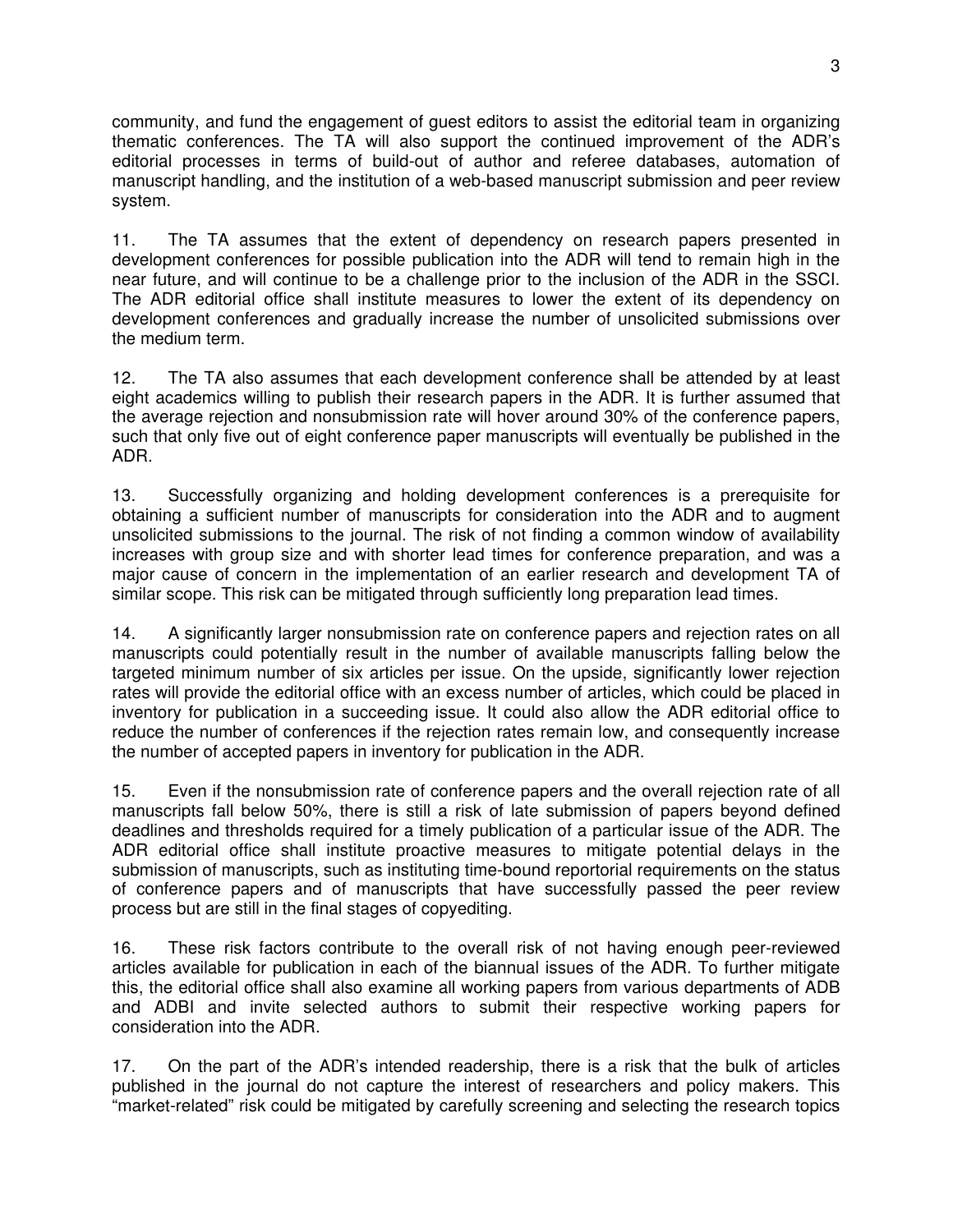community, and fund the engagement of guest editors to assist the editorial team in organizing thematic conferences. The TA will also support the continued improvement of the ADR's editorial processes in terms of build-out of author and referee databases, automation of manuscript handling, and the institution of a web-based manuscript submission and peer review system.

11. The TA assumes that the extent of dependency on research papers presented in development conferences for possible publication into the ADR will tend to remain high in the near future, and will continue to be a challenge prior to the inclusion of the ADR in the SSCI. The ADR editorial office shall institute measures to lower the extent of its dependency on development conferences and gradually increase the number of unsolicited submissions over the medium term.

12. The TA also assumes that each development conference shall be attended by at least eight academics willing to publish their research papers in the ADR. It is further assumed that the average rejection and nonsubmission rate will hover around 30% of the conference papers, such that only five out of eight conference paper manuscripts will eventually be published in the ADR.

13. Successfully organizing and holding development conferences is a prerequisite for obtaining a sufficient number of manuscripts for consideration into the ADR and to augment unsolicited submissions to the journal. The risk of not finding a common window of availability increases with group size and with shorter lead times for conference preparation, and was a major cause of concern in the implementation of an earlier research and development TA of similar scope. This risk can be mitigated through sufficiently long preparation lead times.

14. A significantly larger nonsubmission rate on conference papers and rejection rates on all manuscripts could potentially result in the number of available manuscripts falling below the targeted minimum number of six articles per issue. On the upside, significantly lower rejection rates will provide the editorial office with an excess number of articles, which could be placed in inventory for publication in a succeeding issue. It could also allow the ADR editorial office to reduce the number of conferences if the rejection rates remain low, and consequently increase the number of accepted papers in inventory for publication in the ADR.

15. Even if the nonsubmission rate of conference papers and the overall rejection rate of all manuscripts fall below 50%, there is still a risk of late submission of papers beyond defined deadlines and thresholds required for a timely publication of a particular issue of the ADR. The ADR editorial office shall institute proactive measures to mitigate potential delays in the submission of manuscripts, such as instituting time-bound reportorial requirements on the status of conference papers and of manuscripts that have successfully passed the peer review process but are still in the final stages of copyediting.

16. These risk factors contribute to the overall risk of not having enough peer-reviewed articles available for publication in each of the biannual issues of the ADR. To further mitigate this, the editorial office shall also examine all working papers from various departments of ADB and ADBI and invite selected authors to submit their respective working papers for consideration into the ADR.

17. On the part of the ADR's intended readership, there is a risk that the bulk of articles published in the journal do not capture the interest of researchers and policy makers. This "market-related" risk could be mitigated by carefully screening and selecting the research topics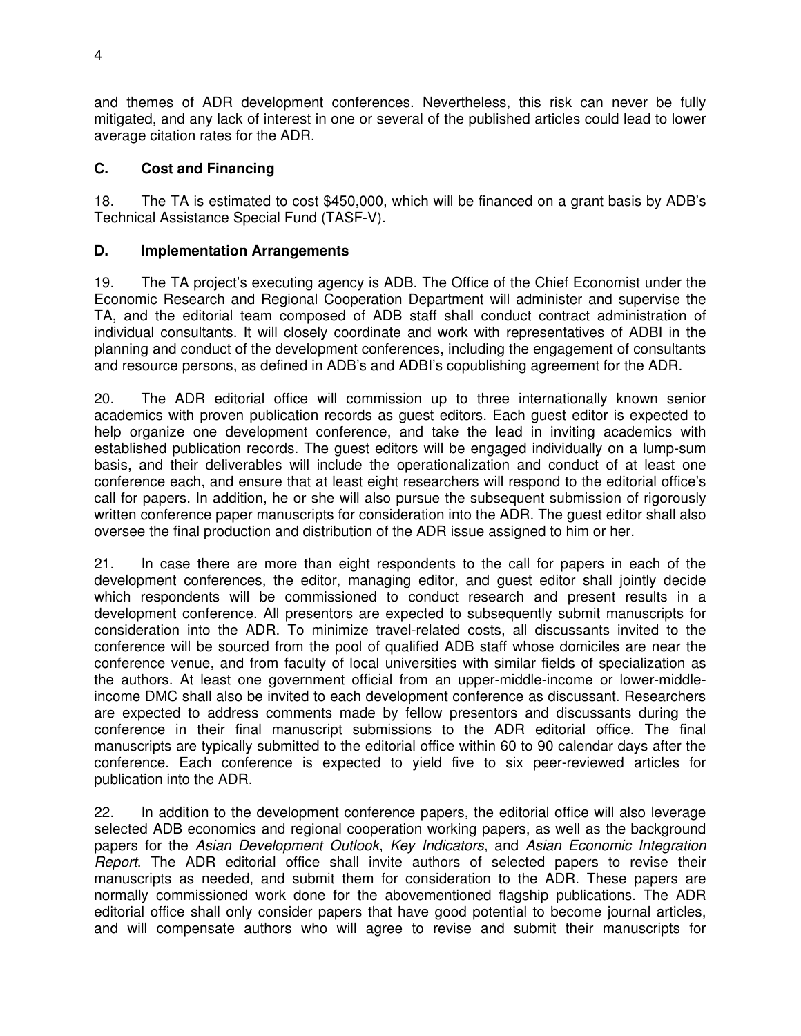and themes of ADR development conferences. Nevertheless, this risk can never be fully mitigated, and any lack of interest in one or several of the published articles could lead to lower average citation rates for the ADR.

### C. Cost and Financing

18. The TA is estimated to cost $450,000, which will be financed on a grant basis by ADB's Technical Assistance Special Fund (TASF-V).

### D. Implementation Arrangements

19. The TA project's executing agency is ADB. The Office of the Chief Economist under the Economic Research and Regional Cooperation Department will administer and supervise the TA, and the editorial team composed of ADB staff shall conduct contract administration of individual consultants. It will closely coordinate and work with representatives of ADBI in the planning and conduct of the development conferences, including the engagement of consultants and resource persons, as defined in ADB's and ADBI's copublishing agreement for the ADR.

20. The ADR editorial office will commission up to three internationally known senior academics with proven publication records as guest editors. Each guest editor is expected to help organize one development conference, and take the lead in inviting academics with established publication records. The guest editors will be engaged individually on a lump-sum basis, and their deliverables will include the operationalization and conduct of at least one conference each, and ensure that at least eight researchers will respond to the editorial office's call for papers. In addition, he or she will also pursue the subsequent submission of rigorously written conference paper manuscripts for consideration into the ADR. The guest editor shall also oversee the final production and distribution of the ADR issue assigned to him or her.

21. In case there are more than eight respondents to the call for papers in each of the development conferences, the editor, managing editor, and guest editor shall jointly decide which respondents will be commissioned to conduct research and present results in a development conference. All presentors are expected to subsequently submit manuscripts for consideration into the ADR. To minimize travel-related costs, all discussants invited to the conference will be sourced from the pool of qualified ADB staff whose domiciles are near the conference venue, and from faculty of local universities with similar fields of specialization as the authors. At least one government official from an upper-middle-income or lower-middle-income DMC shall also be invited to each development conference as discussant. Researchers are expected to address comments made by fellow presentors and discussants during the conference in their final manuscript submissions to the ADR editorial office. The final manuscripts are typically submitted to the editorial office within 60 to 90 calendar days after the conference. Each conference is expected to yield five to six peer-reviewed articles for publication into the ADR.

22. In addition to the development conference papers, the editorial office will also leverage selected ADB economics and regional cooperation working papers, as well as the background papers for the *Asian Development Outlook*, *Key Indicators*, and *Asian Economic Integration Report*. The ADR editorial office shall invite authors of selected papers to revise their manuscripts as needed, and submit them for consideration to the ADR. These papers are normally commissioned work done for the abovementioned flagship publications. The ADR editorial office shall only consider papers that have good potential to become journal articles, and will compensate authors who will agree to revise and submit their manuscripts for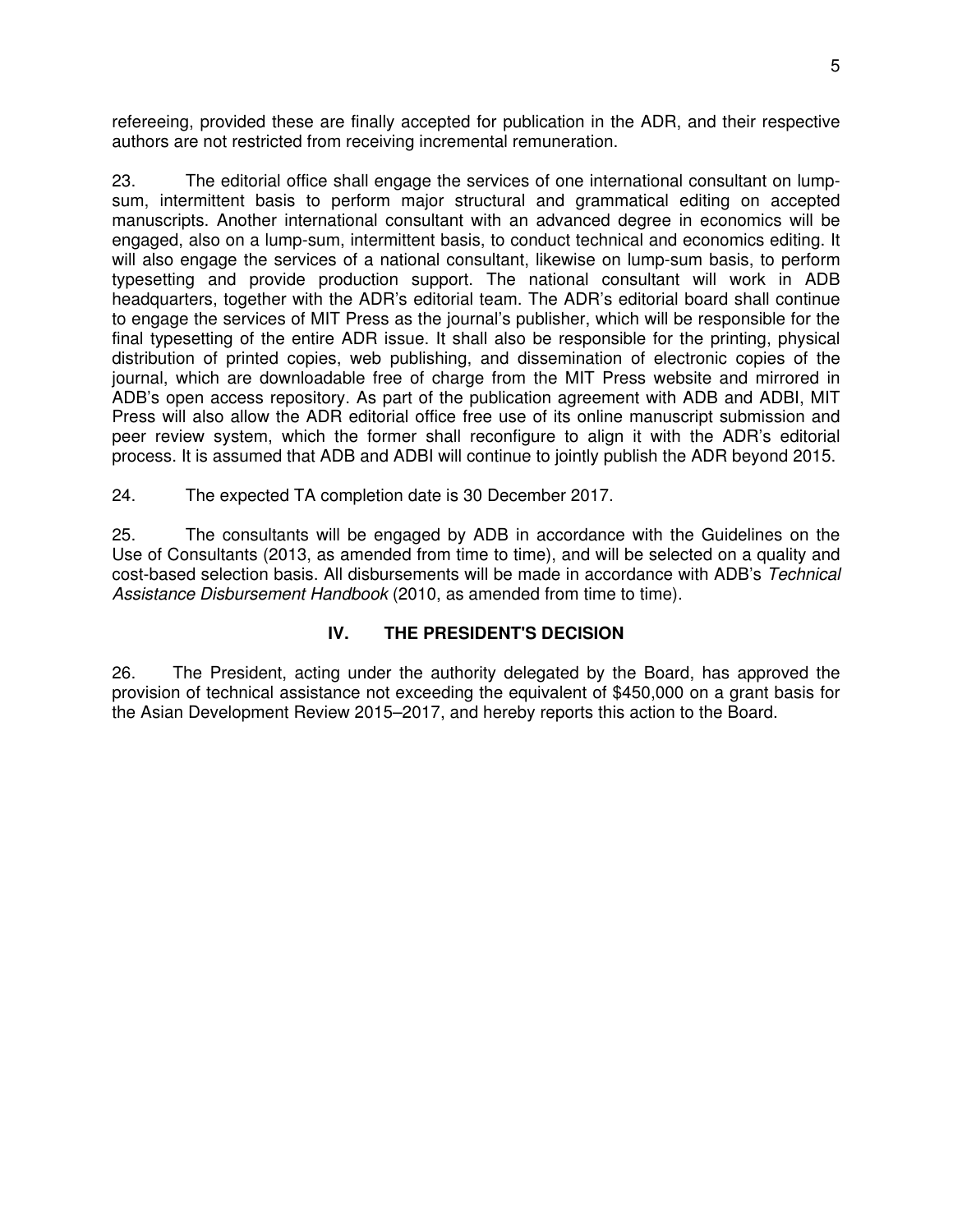refereeing, provided these are finally accepted for publication in the ADR, and their respective authors are not restricted from receiving incremental remuneration.

23. The editorial office shall engage the services of one international consultant on lump-sum, intermittent basis to perform major structural and grammatical editing on accepted manuscripts. Another international consultant with an advanced degree in economics will be engaged, also on a lump-sum, intermittent basis, to conduct technical and economics editing. It will also engage the services of a national consultant, likewise on lump-sum basis, to perform typesetting and provide production support. The national consultant will work in ADB headquarters, together with the ADR's editorial team. The ADR's editorial board shall continue to engage the services of MIT Press as the journal's publisher, which will be responsible for the final typesetting of the entire ADR issue. It shall also be responsible for the printing, physical distribution of printed copies, web publishing, and dissemination of electronic copies of the journal, which are downloadable free of charge from the MIT Press website and mirrored in ADB's open access repository. As part of the publication agreement with ADB and ADBI, MIT Press will also allow the ADR editorial office free use of its online manuscript submission and peer review system, which the former shall reconfigure to align it with the ADR's editorial process. It is assumed that ADB and ADBI will continue to jointly publish the ADR beyond 2015.

24. The expected TA completion date is 30 December 2017.

25. The consultants will be engaged by ADB in accordance with the Guidelines on the Use of Consultants (2013, as amended from time to time), and will be selected on a quality and cost-based selection basis. All disbursements will be made in accordance with ADB's *Technical Assistance Disbursement Handbook* (2010, as amended from time to time).

## IV. THE PRESIDENT'S DECISION

26. The President, acting under the authority delegated by the Board, has approved the provision of technical assistance not exceeding the equivalent of $450,000 on a grant basis for the Asian Development Review 2015–2017, and hereby reports this action to the Board.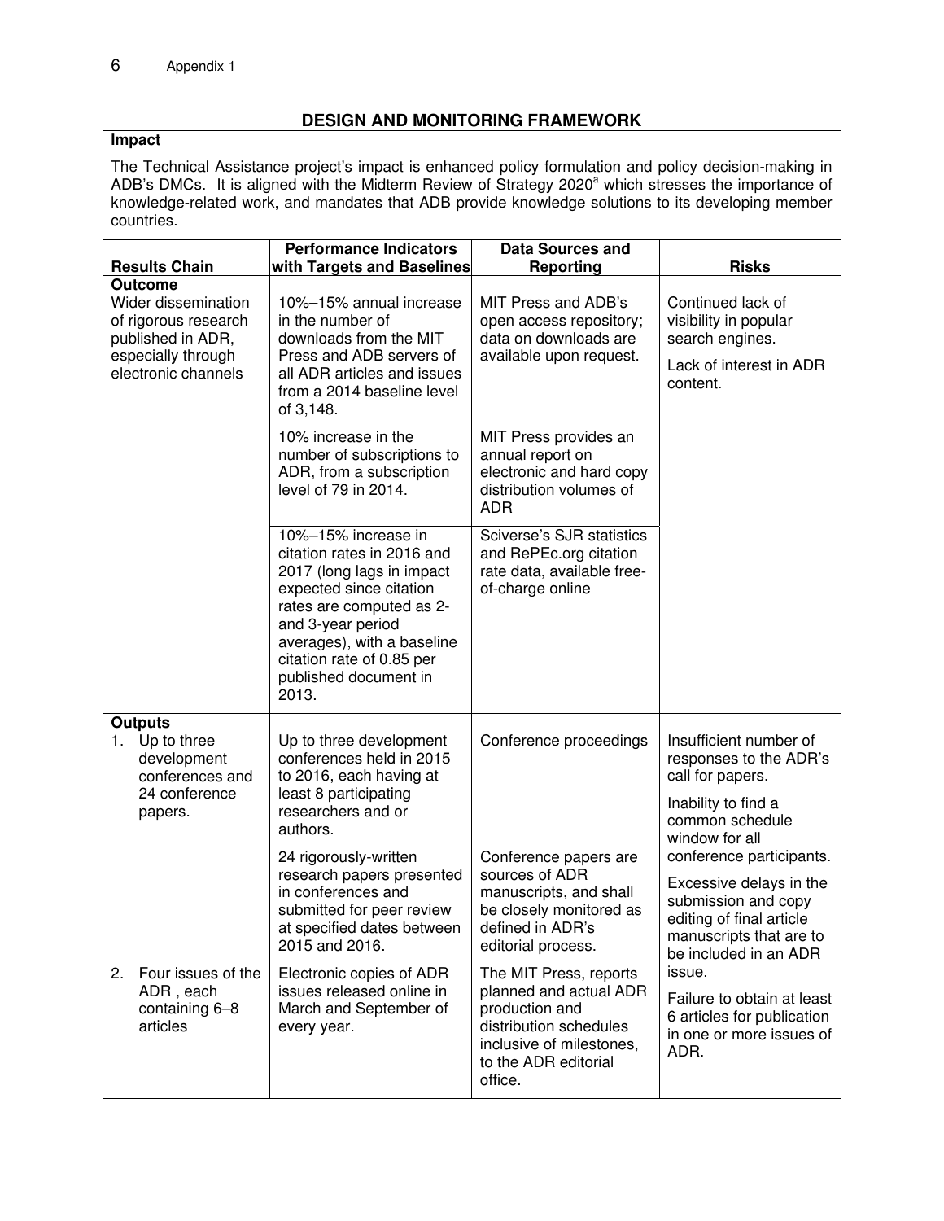## DESIGN AND MONITORING FRAMEWORK

**Impact**

The Technical Assistance project's impact is enhanced policy formulation and policy decision-making in ADB's DMCs. It is aligned with the Midterm Review of Strategy 2020[a] which stresses the importance of knowledge-related work, and mandates that ADB provide knowledge solutions to its developing member countries.

| Results Chain | Performance Indicators with Targets and Baselines | Data Sources and Reporting | Risks |
|---|---|---|---|
| **Outcome**<br>Wider dissemination of rigorous research published in ADR, especially through electronic channels | 10%–15% annual increase in the number of downloads from the MIT Press and ADB servers of all ADR articles and issues from a 2014 baseline level of 3,148. | MIT Press and ADB's open access repository; data on downloads are available upon request. | Continued lack of visibility in popular search engines.<br>Lack of interest in ADR content. |
| | 10% increase in the number of subscriptions to ADR, from a subscription level of 79 in 2014. | MIT Press provides an annual report on electronic and hard copy distribution volumes of ADR | |
| | 10%–15% increase in citation rates in 2016 and 2017 (long lags in impact expected since citation rates are computed as 2- and 3-year period averages), with a baseline citation rate of 0.85 per published document in 2013. | Sciverse's SJR statistics and RePEc.org citation rate data, available free-of-charge online | |
| **Outputs**<br>1. Up to three development conferences and 24 conference papers. | Up to three development conferences held in 2015 to 2016, each having at least 8 participating researchers and or authors. | Conference proceedings | Insufficient number of responses to the ADR's call for papers.<br>Inability to find a common schedule window for all conference participants.<br>Excessive delays in the submission and copy editing of final article manuscripts that are to be included in an ADR issue.<br>Failure to obtain at least 6 articles for publication in one or more issues of ADR. |
| | 24 rigorously-written research papers presented in conferences and submitted for peer review at specified dates between 2015 and 2016. | Conference papers are sources of ADR manuscripts, and shall be closely monitored as defined in ADR's editorial process. | |
| 2. Four issues of the ADR , each containing 6–8 articles | Electronic copies of ADR issues released online in March and September of every year. | The MIT Press, reports planned and actual ADR production and distribution schedules inclusive of milestones, to the ADR editorial office. | |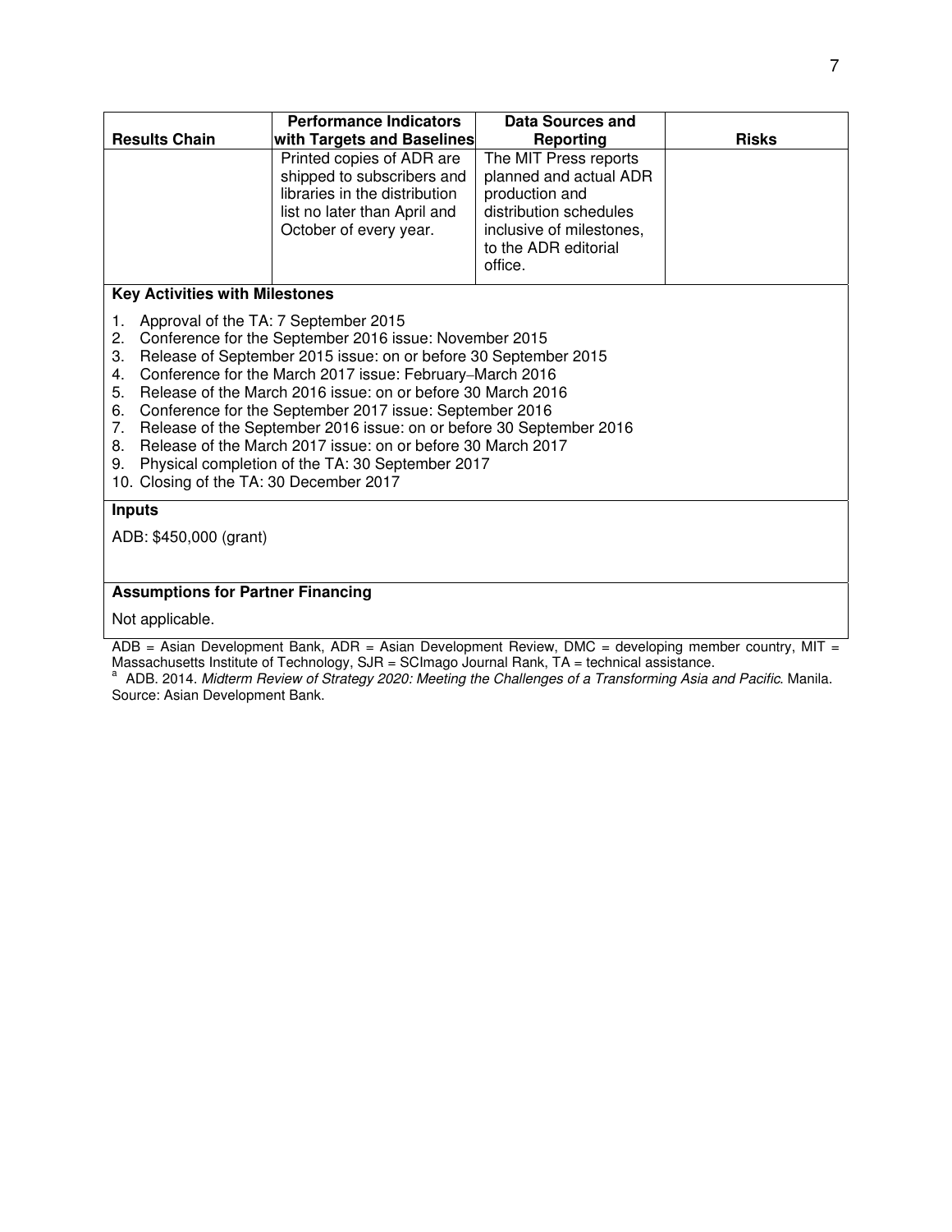| Results Chain | Performance Indicators with Targets and Baselines | Data Sources and Reporting | Risks |
|---|---|---|---|
| | Printed copies of ADR are shipped to subscribers and libraries in the distribution list no later than April and October of every year. | The MIT Press reports planned and actual ADR production and distribution schedules inclusive of milestones, to the ADR editorial office. | |

**Key Activities with Milestones**

1. Approval of the TA: 7 September 2015
2. Conference for the September 2016 issue: November 2015
3. Release of September 2015 issue: on or before 30 September 2015
4. Conference for the March 2017 issue: February–March 2016
5. Release of the March 2016 issue: on or before 30 March 2016
6. Conference for the September 2017 issue: September 2016
7. Release of the September 2016 issue: on or before 30 September 2016
8. Release of the March 2017 issue: on or before 30 March 2017
9. Physical completion of the TA: 30 September 2017
10. Closing of the TA: 30 December 2017

**Inputs**

ADB: $450,000 (grant)

**Assumptions for Partner Financing**

Not applicable.

ADB = Asian Development Bank, ADR = Asian Development Review, DMC = developing member country, MIT = Massachusetts Institute of Technology, SJR = SCImago Journal Rank, TA = technical assistance.

[a] ADB. 2014. *Midterm Review of Strategy 2020: Meeting the Challenges of a Transforming Asia and Pacific*. Manila.

Source: Asian Development Bank.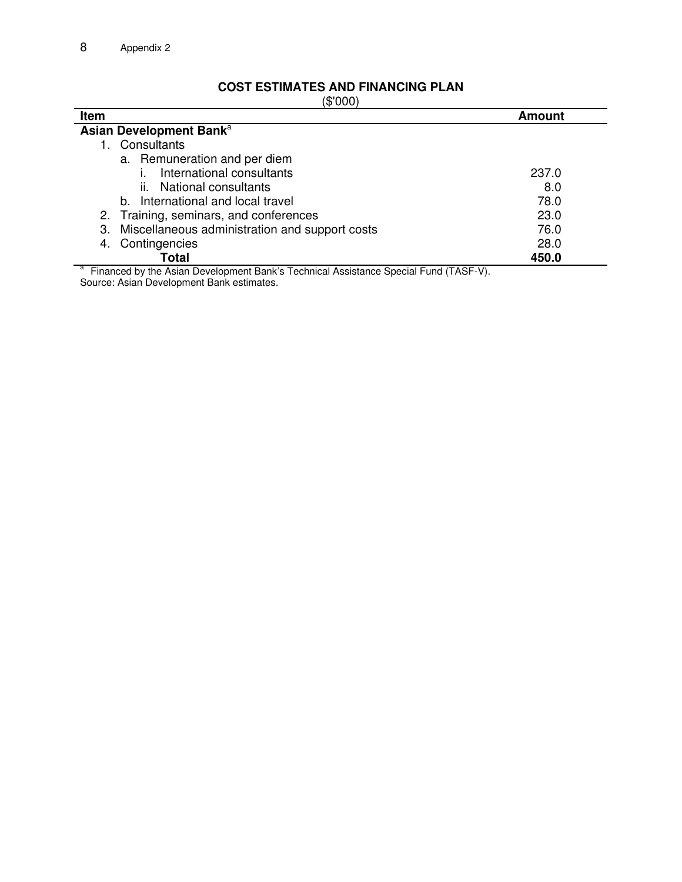Appendix 2

## COST ESTIMATES AND FINANCING PLAN

($'000)

| Item | Amount |
|---|---|
| **Asian Development Bank**[a] | |
| 1. Consultants | |
| a. Remuneration and per diem | |
| i. International consultants | 237.0 |
| ii. National consultants | 8.0 |
| b. International and local travel | 78.0 |
| 2. Training, seminars, and conferences | 23.0 |
| 3. Miscellaneous administration and support costs | 76.0 |
| 4. Contingencies | 28.0 |
| **Total** | **450.0** |

[a] Financed by the Asian Development Bank's Technical Assistance Special Fund (TASF-V).

Source: Asian Development Bank estimates.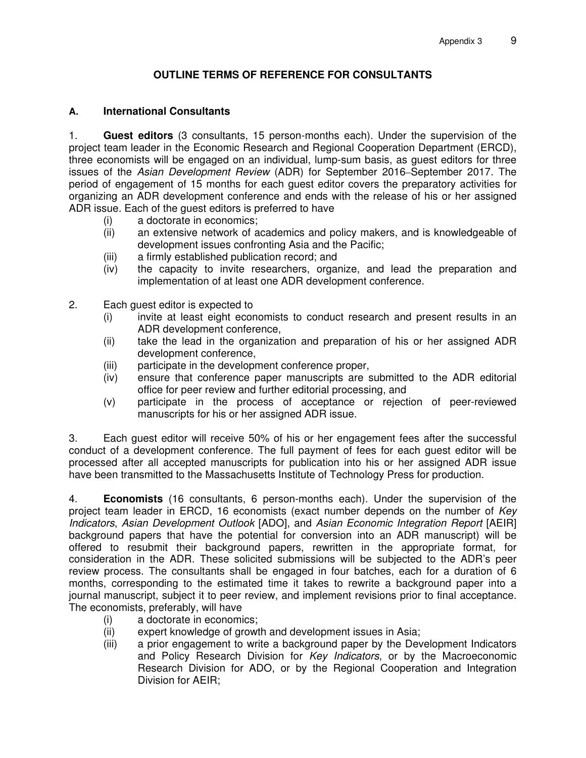# OUTLINE TERMS OF REFERENCE FOR CONSULTANTS

## A. International Consultants

1. **Guest editors** (3 consultants, 15 person-months each). Under the supervision of the project team leader in the Economic Research and Regional Cooperation Department (ERCD), three economists will be engaged on an individual, lump-sum basis, as guest editors for three issues of the *Asian Development Review* (ADR) for September 2016–September 2017. The period of engagement of 15 months for each guest editor covers the preparatory activities for organizing an ADR development conference and ends with the release of his or her assigned ADR issue. Each of the guest editors is preferred to have
   - (i) a doctorate in economics;
   - (ii) an extensive network of academics and policy makers, and is knowledgeable of development issues confronting Asia and the Pacific;
   - (iii) a firmly established publication record; and
   - (iv) the capacity to invite researchers, organize, and lead the preparation and implementation of at least one ADR development conference.

2. Each guest editor is expected to
   - (i) invite at least eight economists to conduct research and present results in an ADR development conference,
   - (ii) take the lead in the organization and preparation of his or her assigned ADR development conference,
   - (iii) participate in the development conference proper,
   - (iv) ensure that conference paper manuscripts are submitted to the ADR editorial office for peer review and further editorial processing, and
   - (v) participate in the process of acceptance or rejection of peer-reviewed manuscripts for his or her assigned ADR issue.

3. Each guest editor will receive 50% of his or her engagement fees after the successful conduct of a development conference. The full payment of fees for each guest editor will be processed after all accepted manuscripts for publication into his or her assigned ADR issue have been transmitted to the Massachusetts Institute of Technology Press for production.

4. **Economists** (16 consultants, 6 person-months each). Under the supervision of the project team leader in ERCD, 16 economists (exact number depends on the number of *Key Indicators*, *Asian Development Outlook* [ADO], and *Asian Economic Integration Report* [AEIR] background papers that have the potential for conversion into an ADR manuscript) will be offered to resubmit their background papers, rewritten in the appropriate format, for consideration in the ADR. These solicited submissions will be subjected to the ADR's peer review process. The consultants shall be engaged in four batches, each for a duration of 6 months, corresponding to the estimated time it takes to rewrite a background paper into a journal manuscript, subject it to peer review, and implement revisions prior to final acceptance. The economists, preferably, will have
   - (i) a doctorate in economics;
   - (ii) expert knowledge of growth and development issues in Asia;
   - (iii) a prior engagement to write a background paper by the Development Indicators and Policy Research Division for *Key Indicators*, or by the Macroeconomic Research Division for ADO, or by the Regional Cooperation and Integration Division for AEIR;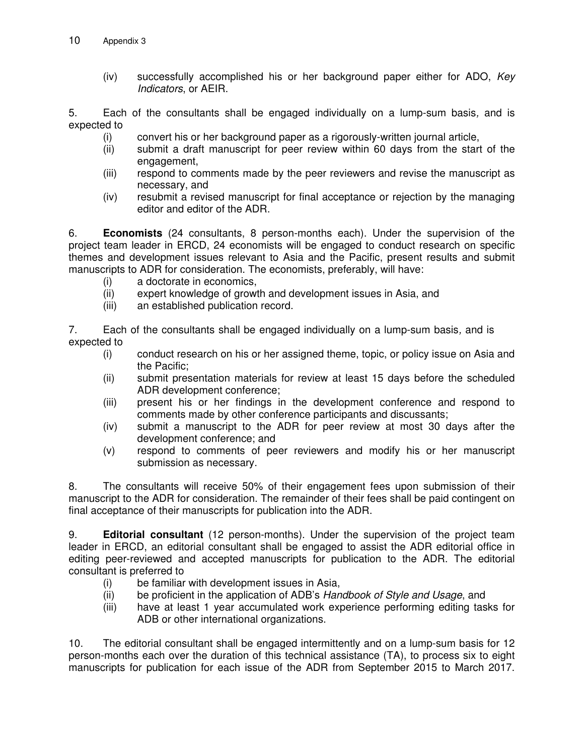(iv) successfully accomplished his or her background paper either for ADO, *Key Indicators*, or AEIR.

5. Each of the consultants shall be engaged individually on a lump-sum basis*,* and is expected to

(i) convert his or her background paper as a rigorously-written journal article,
(ii) submit a draft manuscript for peer review within 60 days from the start of the engagement,
(iii) respond to comments made by the peer reviewers and revise the manuscript as necessary, and
(iv) resubmit a revised manuscript for final acceptance or rejection by the managing editor and editor of the ADR.

6. **Economists** (24 consultants, 8 person-months each). Under the supervision of the project team leader in ERCD, 24 economists will be engaged to conduct research on specific themes and development issues relevant to Asia and the Pacific, present results and submit manuscripts to ADR for consideration. The economists, preferably, will have:

(i) a doctorate in economics,
(ii) expert knowledge of growth and development issues in Asia, and
(iii) an established publication record.

7. Each of the consultants shall be engaged individually on a lump-sum basis*,* and is expected to

(i) conduct research on his or her assigned theme, topic, or policy issue on Asia and the Pacific;
(ii) submit presentation materials for review at least 15 days before the scheduled ADR development conference;
(iii) present his or her findings in the development conference and respond to comments made by other conference participants and discussants;
(iv) submit a manuscript to the ADR for peer review at most 30 days after the development conference; and
(v) respond to comments of peer reviewers and modify his or her manuscript submission as necessary.

8. The consultants will receive 50% of their engagement fees upon submission of their manuscript to the ADR for consideration. The remainder of their fees shall be paid contingent on final acceptance of their manuscripts for publication into the ADR.

9. **Editorial consultant** (12 person-months). Under the supervision of the project team leader in ERCD, an editorial consultant shall be engaged to assist the ADR editorial office in editing peer-reviewed and accepted manuscripts for publication to the ADR. The editorial consultant is preferred to

(i) be familiar with development issues in Asia,
(ii) be proficient in the application of ADB's *Handbook of Style and Usage*, and
(iii) have at least 1 year accumulated work experience performing editing tasks for ADB or other international organizations.

10. The editorial consultant shall be engaged intermittently and on a lump-sum basis for 12 person-months each over the duration of this technical assistance (TA), to process six to eight manuscripts for publication for each issue of the ADR from September 2015 to March 2017.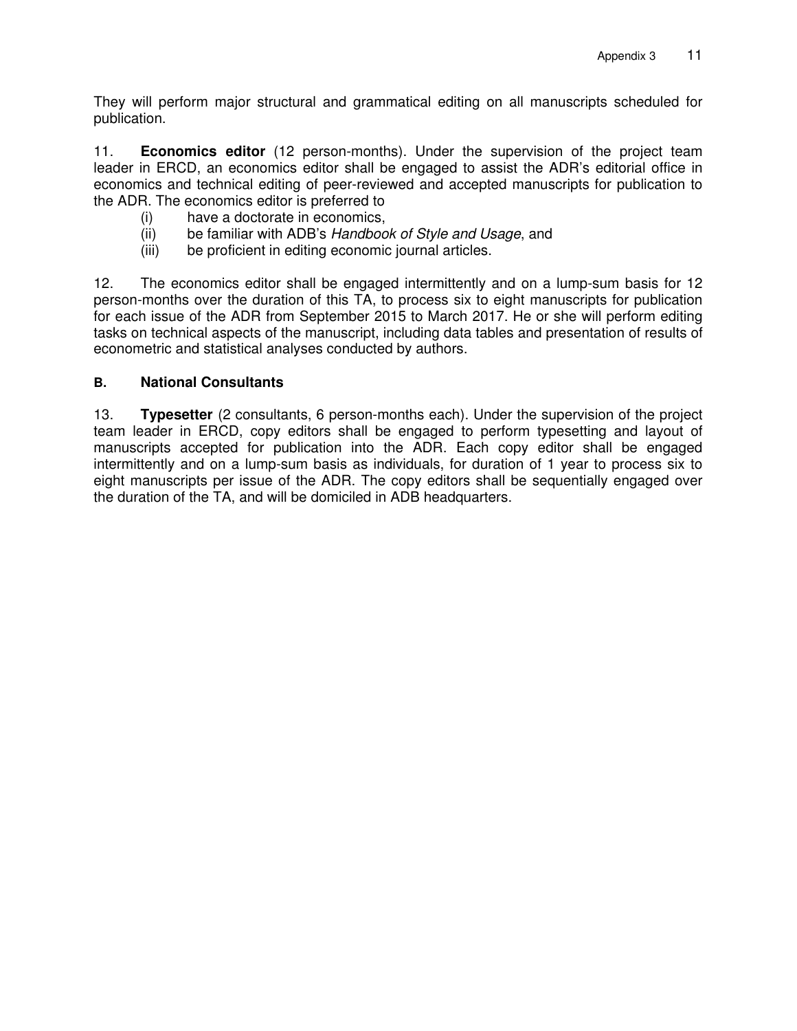They will perform major structural and grammatical editing on all manuscripts scheduled for publication.

11. **Economics editor** (12 person-months). Under the supervision of the project team leader in ERCD, an economics editor shall be engaged to assist the ADR's editorial office in economics and technical editing of peer-reviewed and accepted manuscripts for publication to the ADR. The economics editor is preferred to

(i) have a doctorate in economics,
(ii) be familiar with ADB's *Handbook of Style and Usage*, and
(iii) be proficient in editing economic journal articles.

12. The economics editor shall be engaged intermittently and on a lump-sum basis for 12 person-months over the duration of this TA, to process six to eight manuscripts for publication for each issue of the ADR from September 2015 to March 2017. He or she will perform editing tasks on technical aspects of the manuscript, including data tables and presentation of results of econometric and statistical analyses conducted by authors.

### B. National Consultants

13. **Typesetter** (2 consultants, 6 person-months each). Under the supervision of the project team leader in ERCD, copy editors shall be engaged to perform typesetting and layout of manuscripts accepted for publication into the ADR. Each copy editor shall be engaged intermittently and on a lump-sum basis as individuals, for duration of 1 year to process six to eight manuscripts per issue of the ADR. The copy editors shall be sequentially engaged over the duration of the TA, and will be domiciled in ADB headquarters.